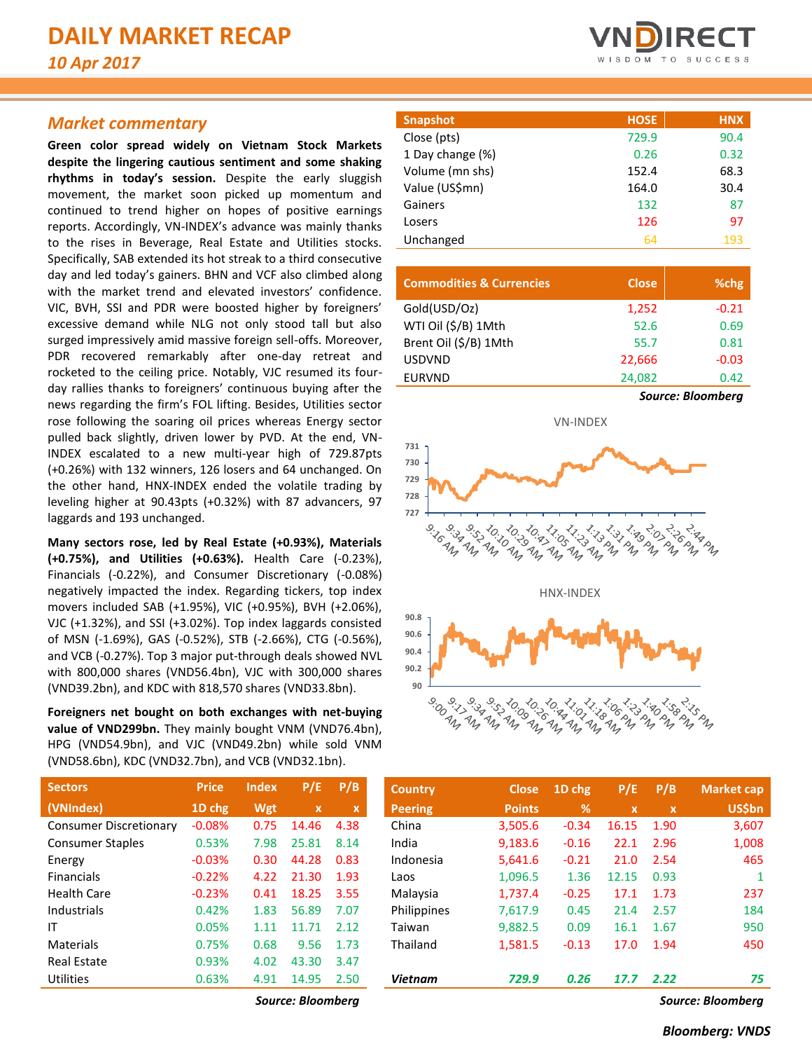# DAILY MARKET RECAP

*10 Apr 2017*

## Market commentary

**Green color spread widely on Vietnam Stock Markets despite the lingering cautious sentiment and some shaking rhythms in today's session.** Despite the early sluggish movement, the market soon picked up momentum and continued to trend higher on hopes of positive earnings reports. Accordingly, VN-INDEX's advance was mainly thanks to the rises in Beverage, Real Estate and Utilities stocks. Specifically, SAB extended its hot streak to a third consecutive day and led today's gainers. BHN and VCF also climbed along with the market trend and elevated investors' confidence. VIC, BVH, SSI and PDR were boosted higher by foreigners' excessive demand while NLG not only stood tall but also surged impressively amid massive foreign sell-offs. Moreover, PDR recovered remarkably after one-day retreat and rocketed to the ceiling price. Notably, VJC resumed its four-day rallies thanks to foreigners' continuous buying after the news regarding the firm's FOL lifting. Besides, Utilities sector rose following the soaring oil prices whereas Energy sector pulled back slightly, driven lower by PVD. At the end, VN-INDEX escalated to a new multi-year high of 729.87pts (+0.26%) with 132 winners, 126 losers and 64 unchanged. On the other hand, HNX-INDEX ended the volatile trading by leveling higher at 90.43pts (+0.32%) with 87 advancers, 97 laggards and 193 unchanged.

**Many sectors rose, led by Real Estate (+0.93%), Materials (+0.75%), and Utilities (+0.63%).** Health Care (-0.23%), Financials (-0.22%), and Consumer Discretionary (-0.08%) negatively impacted the index. Regarding tickers, top index movers included SAB (+1.95%), VIC (+0.95%), BVH (+2.06%), VJC (+1.32%), and SSI (+3.02%). Top index laggards consisted of MSN (-1.69%), GAS (-0.52%), STB (-2.66%), CTG (-0.56%), and VCB (-0.27%). Top 3 major put-through deals showed NVL with 800,000 shares (VND56.4bn), VJC with 300,000 shares (VND39.2bn), and KDC with 818,570 shares (VND33.8bn).

**Foreigners net bought on both exchanges with net-buying value of VND299bn.** They mainly bought VNM (VND76.4bn), HPG (VND54.9bn), and VJC (VND49.2bn) while sold VNM (VND58.6bn), KDC (VND32.7bn), and VCB (VND32.1bn).

| Snapshot | HOSE | HNX |
|---|---|---|
| Close (pts) | 729.9 | 90.4 |
| 1 Day change (%) | 0.26 | 0.32 |
| Volume (mn shs) | 152.4 | 68.3 |
| Value (US$mn) | 164.0 | 30.4 |
| Gainers | 132 | 87 |
| Losers | 126 | 97 |
| Unchanged | 64 | 193 |

| Commodities & Currencies | Close | %chg |
|---|---|---|
| Gold(USD/Oz) | 1,252 | -0.21 |
| WTI Oil ($/B) 1Mth | 52.6 | 0.69 |
| Brent Oil ($/B) 1Mth | 55.7 | 0.81 |
| USDVND | 22,666 | -0.03 |
| EURVND | 24,082 | 0.42 |

*Source: Bloomberg*

VN-INDEX

HNX-INDEX

| Sectors | Price | Index | P/E | P/B |
|---|---|---|---|---|
| (VNIndex) | 1D chg | Wgt | x | x |
| Consumer Discretionary | -0.08% | 0.75 | 14.46 | 4.38 |
| Consumer Staples | 0.53% | 7.98 | 25.81 | 8.14 |
| Energy | -0.03% | 0.30 | 44.28 | 0.83 |
| Financials | -0.22% | 4.22 | 21.30 | 1.93 |
| Health Care | -0.23% | 0.41 | 18.25 | 3.55 |
| Industrials | 0.42% | 1.83 | 56.89 | 7.07 |
| IT | 0.05% | 1.11 | 11.71 | 2.12 |
| Materials | 0.75% | 0.68 | 9.56 | 1.73 |
| Real Estate | 0.93% | 4.02 | 43.30 | 3.47 |
| Utilities | 0.63% | 4.91 | 14.95 | 2.50 |

*Source: Bloomberg*

| Country | Close | 1D chg | P/E | P/B | Market cap |
|---|---|---|---|---|---|
| Peering | Points | % | x | x | US$bn |
| China | 3,505.6 | -0.34 | 16.15 | 1.90 | 3,607 |
| India | 9,183.6 | -0.16 | 22.1 | 2.96 | 1,008 |
| Indonesia | 5,641.6 | -0.21 | 21.0 | 2.54 | 465 |
| Laos | 1,096.5 | 1.36 | 12.15 | 0.93 | 1 |
| Malaysia | 1,737.4 | -0.25 | 17.1 | 1.73 | 237 |
| Philippines | 7,617.9 | 0.45 | 21.4 | 2.57 | 184 |
| Taiwan | 9,882.5 | 0.09 | 16.1 | 1.67 | 950 |
| Thailand | 1,581.5 | -0.13 | 17.0 | 1.94 | 450 |
| ***Vietnam*** | ***729.9*** | ***0.26*** | ***17.7*** | ***2.22*** | ***75*** |

*Source: Bloomberg*

***Bloomberg: VNDS***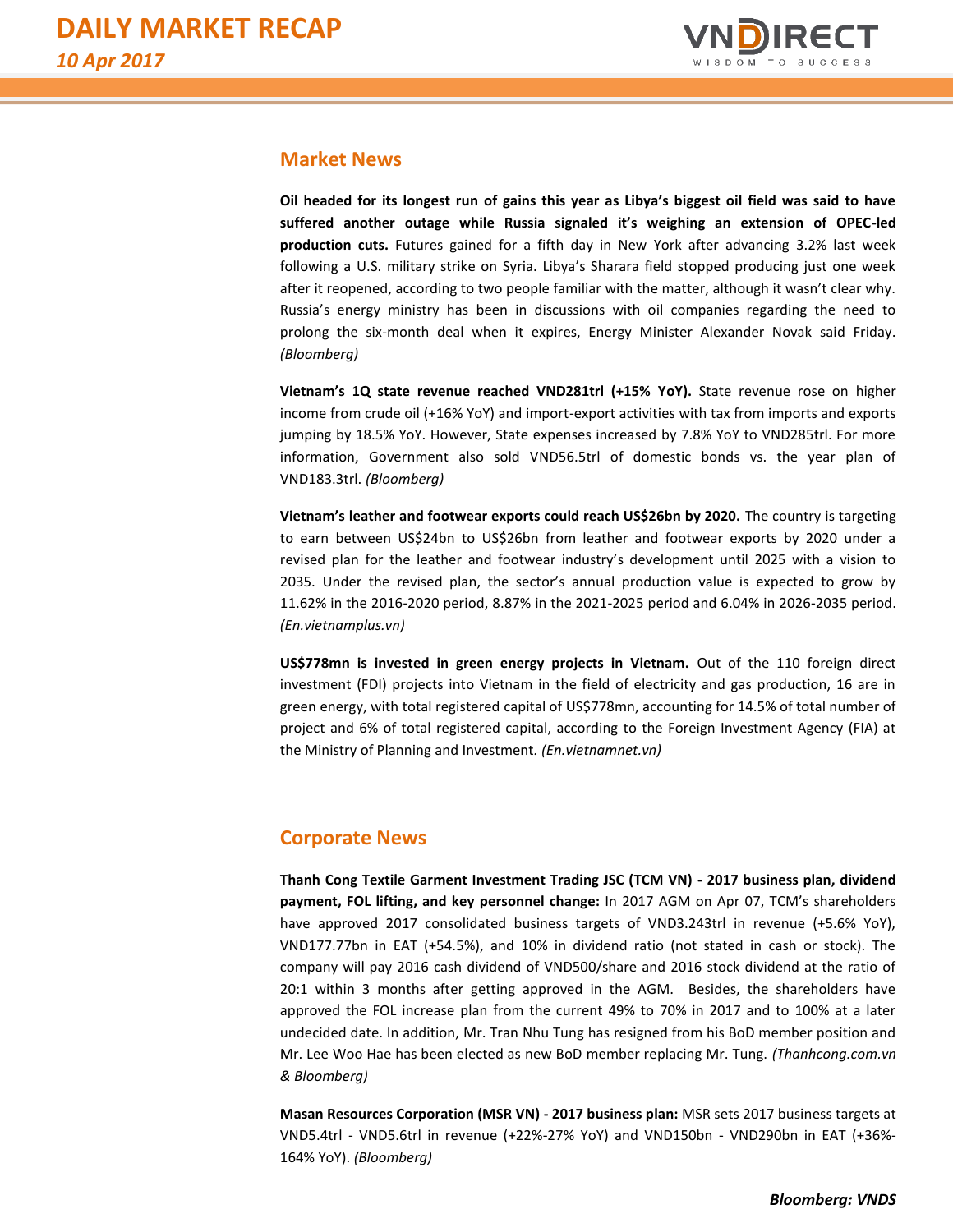## Market News

**Oil headed for its longest run of gains this year as Libya's biggest oil field was said to have suffered another outage while Russia signaled it's weighing an extension of OPEC-led production cuts.** Futures gained for a fifth day in New York after advancing 3.2% last week following a U.S. military strike on Syria. Libya's Sharara field stopped producing just one week after it reopened, according to two people familiar with the matter, although it wasn't clear why. Russia's energy ministry has been in discussions with oil companies regarding the need to prolong the six-month deal when it expires, Energy Minister Alexander Novak said Friday. *(Bloomberg)*

**Vietnam's 1Q state revenue reached VND281trl (+15% YoY).** State revenue rose on higher income from crude oil (+16% YoY) and import-export activities with tax from imports and exports jumping by 18.5% YoY. However, State expenses increased by 7.8% YoY to VND285trl. For more information, Government also sold VND56.5trl of domestic bonds vs. the year plan of VND183.3trl. *(Bloomberg)*

**Vietnam's leather and footwear exports could reach US$26bn by 2020.** The country is targeting to earn between US$24bn to US$26bn from leather and footwear exports by 2020 under a revised plan for the leather and footwear industry's development until 2025 with a vision to 2035. Under the revised plan, the sector's annual production value is expected to grow by 11.62% in the 2016-2020 period, 8.87% in the 2021-2025 period and 6.04% in 2026-2035 period. *(En.vietnamplus.vn)*

**US$778mn is invested in green energy projects in Vietnam.** Out of the 110 foreign direct investment (FDI) projects into Vietnam in the field of electricity and gas production, 16 are in green energy, with total registered capital of US$778mn, accounting for 14.5% of total number of project and 6% of total registered capital, according to the Foreign Investment Agency (FIA) at the Ministry of Planning and Investment. *(En.vietnamnet.vn)*

## Corporate News

**Thanh Cong Textile Garment Investment Trading JSC (TCM VN) - 2017 business plan, dividend payment, FOL lifting, and key personnel change:** In 2017 AGM on Apr 07, TCM's shareholders have approved 2017 consolidated business targets of VND3.243trl in revenue (+5.6% YoY), VND177.77bn in EAT (+54.5%), and 10% in dividend ratio (not stated in cash or stock). The company will pay 2016 cash dividend of VND500/share and 2016 stock dividend at the ratio of 20:1 within 3 months after getting approved in the AGM. Besides, the shareholders have approved the FOL increase plan from the current 49% to 70% in 2017 and to 100% at a later undecided date. In addition, Mr. Tran Nhu Tung has resigned from his BoD member position and Mr. Lee Woo Hae has been elected as new BoD member replacing Mr. Tung. *(Thanhcong.com.vn & Bloomberg)*

**Masan Resources Corporation (MSR VN) - 2017 business plan:** MSR sets 2017 business targets at VND5.4trl - VND5.6trl in revenue (+22%-27% YoY) and VND150bn - VND290bn in EAT (+36%-164% YoY). *(Bloomberg)*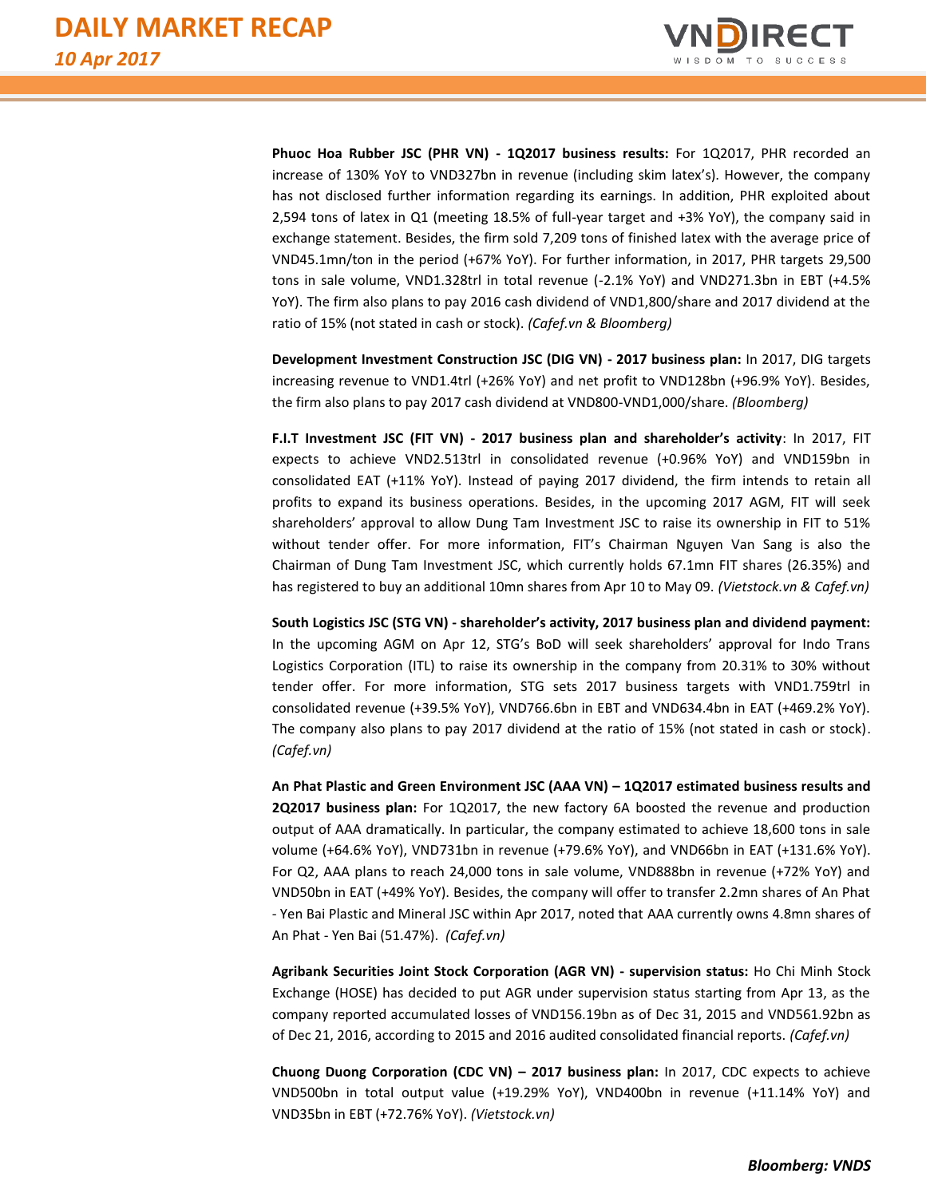**Phuoc Hoa Rubber JSC (PHR VN) - 1Q2017 business results:** For 1Q2017, PHR recorded an increase of 130% YoY to VND327bn in revenue (including skim latex's). However, the company has not disclosed further information regarding its earnings. In addition, PHR exploited about 2,594 tons of latex in Q1 (meeting 18.5% of full-year target and +3% YoY), the company said in exchange statement. Besides, the firm sold 7,209 tons of finished latex with the average price of VND45.1mn/ton in the period (+67% YoY). For further information, in 2017, PHR targets 29,500 tons in sale volume, VND1.328trl in total revenue (-2.1% YoY) and VND271.3bn in EBT (+4.5% YoY). The firm also plans to pay 2016 cash dividend of VND1,800/share and 2017 dividend at the ratio of 15% (not stated in cash or stock). *(Cafef.vn & Bloomberg)*

**Development Investment Construction JSC (DIG VN) - 2017 business plan:** In 2017, DIG targets increasing revenue to VND1.4trl (+26% YoY) and net profit to VND128bn (+96.9% YoY). Besides, the firm also plans to pay 2017 cash dividend at VND800-VND1,000/share. *(Bloomberg)*

**F.I.T Investment JSC (FIT VN) - 2017 business plan and shareholder's activity**: In 2017, FIT expects to achieve VND2.513trl in consolidated revenue (+0.96% YoY) and VND159bn in consolidated EAT (+11% YoY). Instead of paying 2017 dividend, the firm intends to retain all profits to expand its business operations. Besides, in the upcoming 2017 AGM, FIT will seek shareholders' approval to allow Dung Tam Investment JSC to raise its ownership in FIT to 51% without tender offer. For more information, FIT's Chairman Nguyen Van Sang is also the Chairman of Dung Tam Investment JSC, which currently holds 67.1mn FIT shares (26.35%) and has registered to buy an additional 10mn shares from Apr 10 to May 09. *(Vietstock.vn & Cafef.vn)*

**South Logistics JSC (STG VN) - shareholder's activity, 2017 business plan and dividend payment:** In the upcoming AGM on Apr 12, STG's BoD will seek shareholders' approval for Indo Trans Logistics Corporation (ITL) to raise its ownership in the company from 20.31% to 30% without tender offer. For more information, STG sets 2017 business targets with VND1.759trl in consolidated revenue (+39.5% YoY), VND766.6bn in EBT and VND634.4bn in EAT (+469.2% YoY). The company also plans to pay 2017 dividend at the ratio of 15% (not stated in cash or stock). *(Cafef.vn)*

**An Phat Plastic and Green Environment JSC (AAA VN) – 1Q2017 estimated business results and 2Q2017 business plan:** For 1Q2017, the new factory 6A boosted the revenue and production output of AAA dramatically. In particular, the company estimated to achieve 18,600 tons in sale volume (+64.6% YoY), VND731bn in revenue (+79.6% YoY), and VND66bn in EAT (+131.6% YoY). For Q2, AAA plans to reach 24,000 tons in sale volume, VND888bn in revenue (+72% YoY) and VND50bn in EAT (+49% YoY). Besides, the company will offer to transfer 2.2mn shares of An Phat - Yen Bai Plastic and Mineral JSC within Apr 2017, noted that AAA currently owns 4.8mn shares of An Phat - Yen Bai (51.47%). *(Cafef.vn)*

**Agribank Securities Joint Stock Corporation (AGR VN) - supervision status:** Ho Chi Minh Stock Exchange (HOSE) has decided to put AGR under supervision status starting from Apr 13, as the company reported accumulated losses of VND156.19bn as of Dec 31, 2015 and VND561.92bn as of Dec 21, 2016, according to 2015 and 2016 audited consolidated financial reports. *(Cafef.vn)*

**Chuong Duong Corporation (CDC VN) – 2017 business plan:** In 2017, CDC expects to achieve VND500bn in total output value (+19.29% YoY), VND400bn in revenue (+11.14% YoY) and VND35bn in EBT (+72.76% YoY). *(Vietstock.vn)*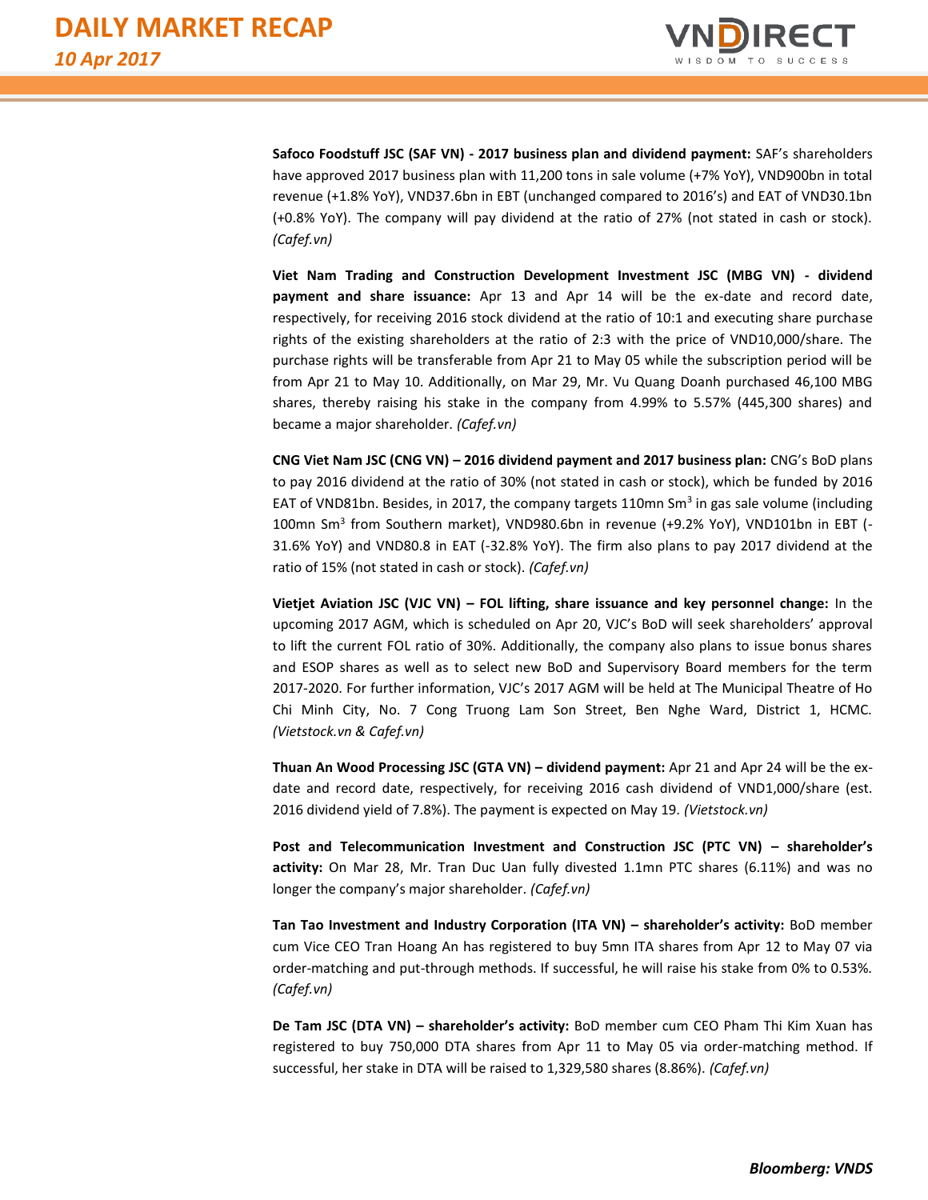**Safoco Foodstuff JSC (SAF VN) - 2017 business plan and dividend payment:** SAF's shareholders have approved 2017 business plan with 11,200 tons in sale volume (+7% YoY), VND900bn in total revenue (+1.8% YoY), VND37.6bn in EBT (unchanged compared to 2016's) and EAT of VND30.1bn (+0.8% YoY). The company will pay dividend at the ratio of 27% (not stated in cash or stock). *(Cafef.vn)*

**Viet Nam Trading and Construction Development Investment JSC (MBG VN) - dividend payment and share issuance:** Apr 13 and Apr 14 will be the ex-date and record date, respectively, for receiving 2016 stock dividend at the ratio of 10:1 and executing share purchase rights of the existing shareholders at the ratio of 2:3 with the price of VND10,000/share. The purchase rights will be transferable from Apr 21 to May 05 while the subscription period will be from Apr 21 to May 10. Additionally, on Mar 29, Mr. Vu Quang Doanh purchased 46,100 MBG shares, thereby raising his stake in the company from 4.99% to 5.57% (445,300 shares) and became a major shareholder. *(Cafef.vn)*

**CNG Viet Nam JSC (CNG VN) – 2016 dividend payment and 2017 business plan:** CNG's BoD plans to pay 2016 dividend at the ratio of 30% (not stated in cash or stock), which be funded by 2016 EAT of VND81bn. Besides, in 2017, the company targets 110mn $Sm^3$ in gas sale volume (including 100mn $Sm^3$ from Southern market), VND980.6bn in revenue (+9.2% YoY), VND101bn in EBT (-31.6% YoY) and VND80.8 in EAT (-32.8% YoY). The firm also plans to pay 2017 dividend at the ratio of 15% (not stated in cash or stock). *(Cafef.vn)*

**Vietjet Aviation JSC (VJC VN) – FOL lifting, share issuance and key personnel change:** In the upcoming 2017 AGM, which is scheduled on Apr 20, VJC's BoD will seek shareholders' approval to lift the current FOL ratio of 30%. Additionally, the company also plans to issue bonus shares and ESOP shares as well as to select new BoD and Supervisory Board members for the term 2017-2020. For further information, VJC's 2017 AGM will be held at The Municipal Theatre of Ho Chi Minh City, No. 7 Cong Truong Lam Son Street, Ben Nghe Ward, District 1, HCMC. *(Vietstock.vn & Cafef.vn)*

**Thuan An Wood Processing JSC (GTA VN) – dividend payment:** Apr 21 and Apr 24 will be the ex-date and record date, respectively, for receiving 2016 cash dividend of VND1,000/share (est. 2016 dividend yield of 7.8%). The payment is expected on May 19. *(Vietstock.vn)*

**Post and Telecommunication Investment and Construction JSC (PTC VN) – shareholder's activity:** On Mar 28, Mr. Tran Duc Uan fully divested 1.1mn PTC shares (6.11%) and was no longer the company's major shareholder. *(Cafef.vn)*

**Tan Tao Investment and Industry Corporation (ITA VN) – shareholder's activity:** BoD member cum Vice CEO Tran Hoang An has registered to buy 5mn ITA shares from Apr 12 to May 07 via order-matching and put-through methods. If successful, he will raise his stake from 0% to 0.53%. *(Cafef.vn)*

**De Tam JSC (DTA VN) – shareholder's activity:** BoD member cum CEO Pham Thi Kim Xuan has registered to buy 750,000 DTA shares from Apr 11 to May 05 via order-matching method. If successful, her stake in DTA will be raised to 1,329,580 shares (8.86%). *(Cafef.vn)*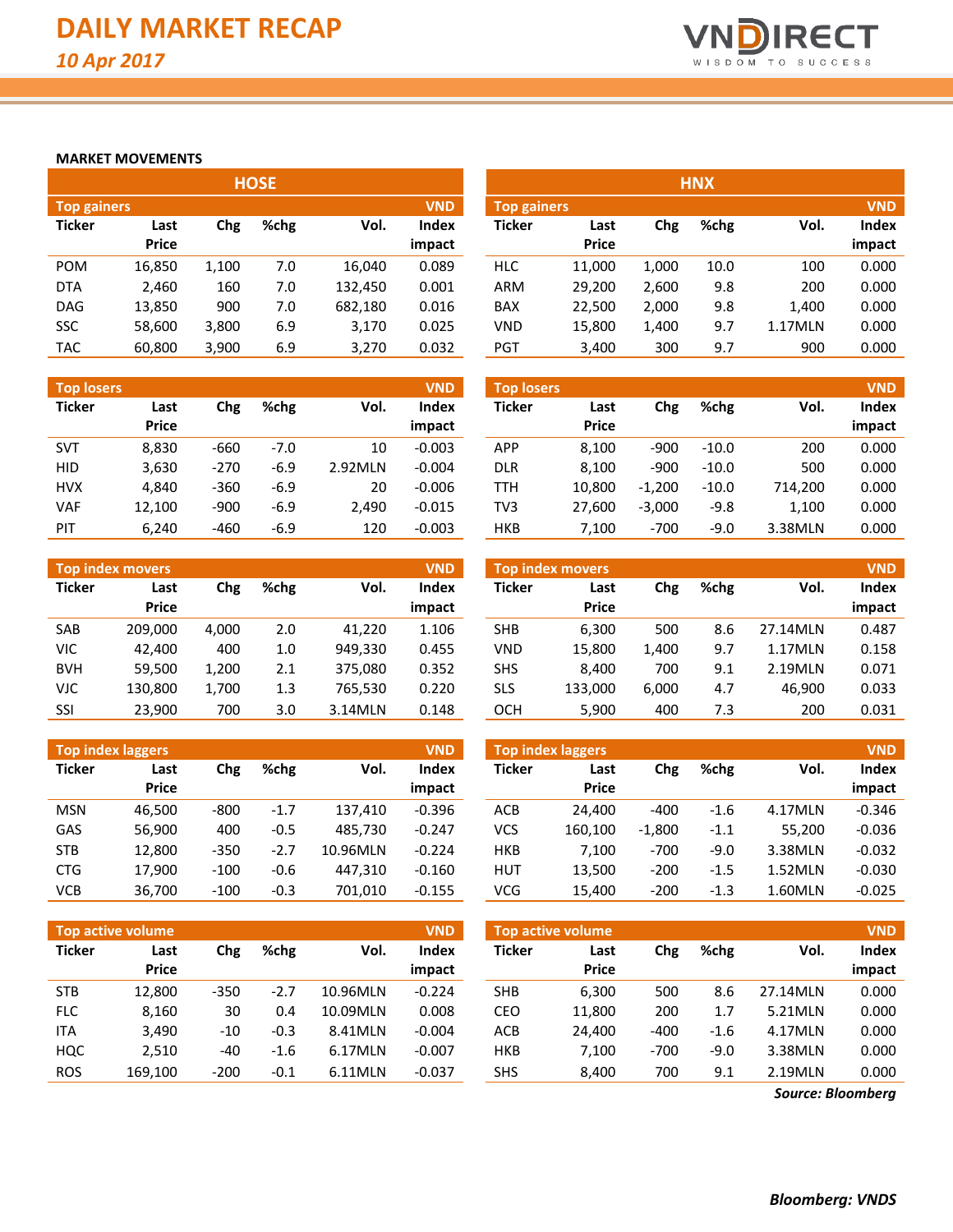# DAILY MARKET RECAP

*10 Apr 2017*

## MARKET MOVEMENTS

### HOSE

**Top gainers** (VND)

| Ticker | Last Price | Chg | %chg | Vol. | Index impact |
|---|---|---|---|---|---|
| POM | 16,850 | 1,100 | 7.0 | 16,040 | 0.089 |
| DTA | 2,460 | 160 | 7.0 | 132,450 | 0.001 |
| DAG | 13,850 | 900 | 7.0 | 682,180 | 0.016 |
| SSC | 58,600 | 3,800 | 6.9 | 3,170 | 0.025 |
| TAC | 60,800 | 3,900 | 6.9 | 3,270 | 0.032 |

**Top losers** (VND)

| Ticker | Last Price | Chg | %chg | Vol. | Index impact |
|---|---|---|---|---|---|
| SVT | 8,830 | -660 | -7.0 | 10 | -0.003 |
| HID | 3,630 | -270 | -6.9 | 2.92MLN | -0.004 |
| HVX | 4,840 | -360 | -6.9 | 20 | -0.006 |
| VAF | 12,100 | -900 | -6.9 | 2,490 | -0.015 |
| PIT | 6,240 | -460 | -6.9 | 120 | -0.003 |

**Top index movers** (VND)

| Ticker | Last Price | Chg | %chg | Vol. | Index impact |
|---|---|---|---|---|---|
| SAB | 209,000 | 4,000 | 2.0 | 41,220 | 1.106 |
| VIC | 42,400 | 400 | 1.0 | 949,330 | 0.455 |
| BVH | 59,500 | 1,200 | 2.1 | 375,080 | 0.352 |
| VJC | 130,800 | 1,700 | 1.3 | 765,530 | 0.220 |
| SSI | 23,900 | 700 | 3.0 | 3.14MLN | 0.148 |

**Top index laggers** (VND)

| Ticker | Last Price | Chg | %chg | Vol. | Index impact |
|---|---|---|---|---|---|
| MSN | 46,500 | -800 | -1.7 | 137,410 | -0.396 |
| GAS | 56,900 | 400 | -0.5 | 485,730 | -0.247 |
| STB | 12,800 | -350 | -2.7 | 10.96MLN | -0.224 |
| CTG | 17,900 | -100 | -0.6 | 447,310 | -0.160 |
| VCB | 36,700 | -100 | -0.3 | 701,010 | -0.155 |

**Top active volume** (VND)

| Ticker | Last Price | Chg | %chg | Vol. | Index impact |
|---|---|---|---|---|---|
| STB | 12,800 | -350 | -2.7 | 10.96MLN | -0.224 |
| FLC | 8,160 | 30 | 0.4 | 10.09MLN | 0.008 |
| ITA | 3,490 | -10 | -0.3 | 8.41MLN | -0.004 |
| HQC | 2,510 | -40 | -1.6 | 6.17MLN | -0.007 |
| ROS | 169,100 | -200 | -0.1 | 6.11MLN | -0.037 |

### HNX

**Top gainers** (VND)

| Ticker | Last Price | Chg | %chg | Vol. | Index impact |
|---|---|---|---|---|---|
| HLC | 11,000 | 1,000 | 10.0 | 100 | 0.000 |
| ARM | 29,200 | 2,600 | 9.8 | 200 | 0.000 |
| BAX | 22,500 | 2,000 | 9.8 | 1,400 | 0.000 |
| VND | 15,800 | 1,400 | 9.7 | 1.17MLN | 0.000 |
| PGT | 3,400 | 300 | 9.7 | 900 | 0.000 |

**Top losers** (VND)

| Ticker | Last Price | Chg | %chg | Vol. | Index impact |
|---|---|---|---|---|---|
| APP | 8,100 | -900 | -10.0 | 200 | 0.000 |
| DLR | 8,100 | -900 | -10.0 | 500 | 0.000 |
| TTH | 10,800 | -1,200 | -10.0 | 714,200 | 0.000 |
| TV3 | 27,600 | -3,000 | -9.8 | 1,100 | 0.000 |
| HKB | 7,100 | -700 | -9.0 | 3.38MLN | 0.000 |

**Top index movers** (VND)

| Ticker | Last Price | Chg | %chg | Vol. | Index impact |
|---|---|---|---|---|---|
| SHB | 6,300 | 500 | 8.6 | 27.14MLN | 0.487 |
| VND | 15,800 | 1,400 | 9.7 | 1.17MLN | 0.158 |
| SHS | 8,400 | 700 | 9.1 | 2.19MLN | 0.071 |
| SLS | 133,000 | 6,000 | 4.7 | 46,900 | 0.033 |
| OCH | 5,900 | 400 | 7.3 | 200 | 0.031 |

**Top index laggers** (VND)

| Ticker | Last Price | Chg | %chg | Vol. | Index impact |
|---|---|---|---|---|---|
| ACB | 24,400 | -400 | -1.6 | 4.17MLN | -0.346 |
| VCS | 160,100 | -1,800 | -1.1 | 55,200 | -0.036 |
| HKB | 7,100 | -700 | -9.0 | 3.38MLN | -0.032 |
| HUT | 13,500 | -200 | -1.5 | 1.52MLN | -0.030 |
| VCG | 15,400 | -200 | -1.3 | 1.60MLN | -0.025 |

**Top active volume** (VND)

| Ticker | Last Price | Chg | %chg | Vol. | Index impact |
|---|---|---|---|---|---|
| SHB | 6,300 | 500 | 8.6 | 27.14MLN | 0.000 |
| CEO | 11,800 | 200 | 1.7 | 5.21MLN | 0.000 |
| ACB | 24,400 | -400 | -1.6 | 4.17MLN | 0.000 |
| HKB | 7,100 | -700 | -9.0 | 3.38MLN | 0.000 |
| SHS | 8,400 | 700 | 9.1 | 2.19MLN | 0.000 |

*Source: Bloomberg*

***Bloomberg: VNDS***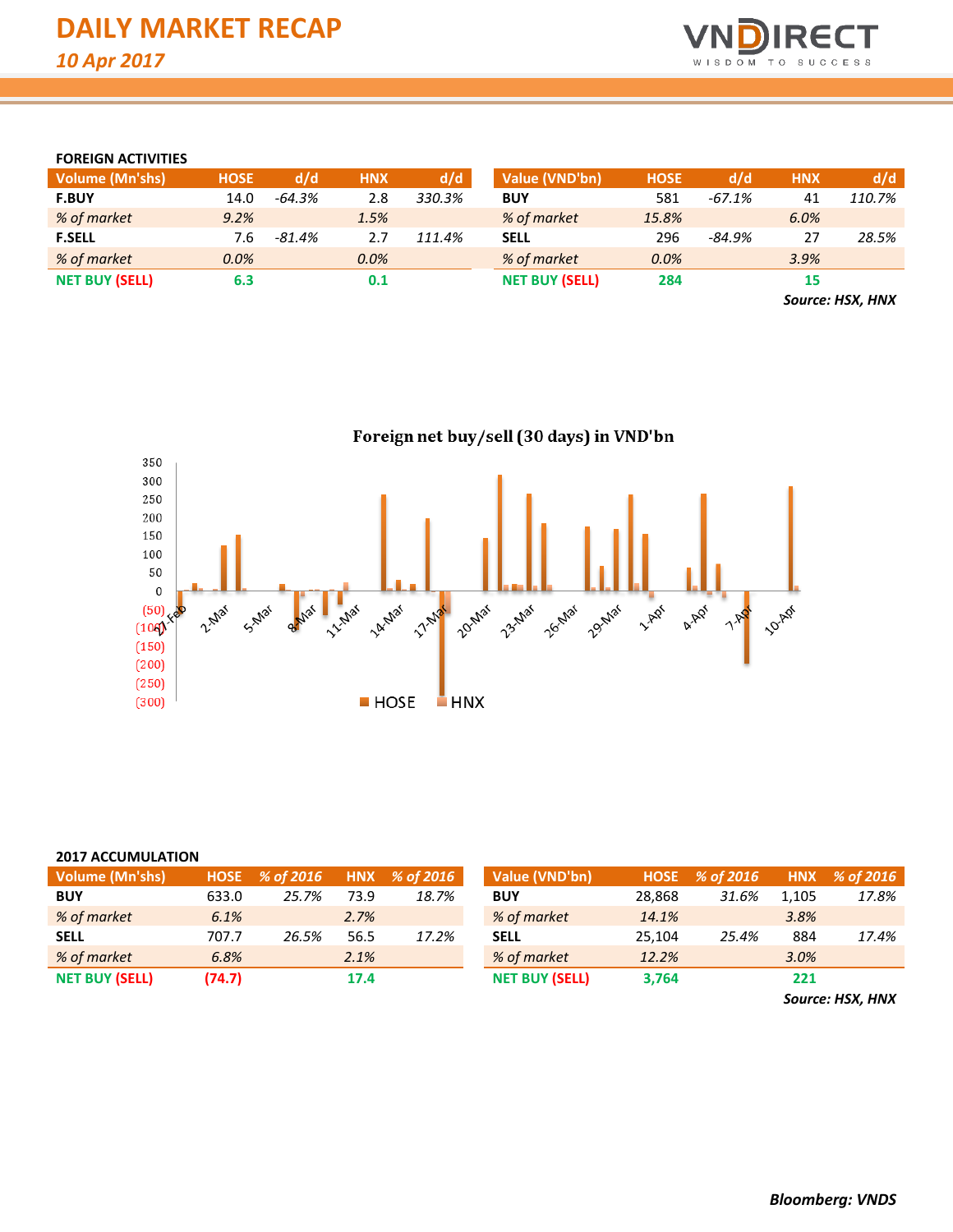# DAILY MARKET RECAP

*10 Apr 2017*

### FOREIGN ACTIVITIES

| Volume (Mn'shs) | HOSE | d/d | HNX | d/d |
|---|---|---|---|---|
| **F.BUY** | 14.0 | *-64.3%* | 2.8 | *330.3%* |
| *% of market* | *9.2%* | | *1.5%* | |
| **F.SELL** | 7.6 | *-81.4%* | 2.7 | *111.4%* |
| *% of market* | *0.0%* | | *0.0%* | |
| **NET BUY (SELL)** | **6.3** | | **0.1** | |

| Value (VND'bn) | HOSE | d/d | HNX | d/d |
|---|---|---|---|---|
| **BUY** | 581 | *-67.1%* | 41 | *110.7%* |
| *% of market* | *15.8%* | | *6.0%* | |
| **SELL** | 296 | *-84.9%* | 27 | *28.5%* |
| *% of market* | *0.0%* | | *3.9%* | |
| **NET BUY (SELL)** | **284** | | **15** | |

***Source: HSX, HNX***

**Foreign net buy/sell (30 days) in VND'bn**

### 2017 ACCUMULATION

| Volume (Mn'shs) | HOSE | % of 2016 | HNX | % of 2016 |
|---|---|---|---|---|
| **BUY** | 633.0 | *25.7%* | 73.9 | *18.7%* |
| *% of market* | *6.1%* | | *2.7%* | |
| **SELL** | 707.7 | *26.5%* | 56.5 | *17.2%* |
| *% of market* | *6.8%* | | *2.1%* | |
| **NET BUY (SELL)** | **(74.7)** | | **17.4** | |

| Value (VND'bn) | HOSE | % of 2016 | HNX | % of 2016 |
|---|---|---|---|---|
| **BUY** | 28,868 | *31.6%* | 1,105 | *17.8%* |
| *% of market* | *14.1%* | | *3.8%* | |
| **SELL** | 25,104 | *25.4%* | 884 | *17.4%* |
| *% of market* | *12.2%* | | *3.0%* | |
| **NET BUY (SELL)** | **3,764** | | **221** | |

***Source: HSX, HNX***

***Bloomberg: VNDS***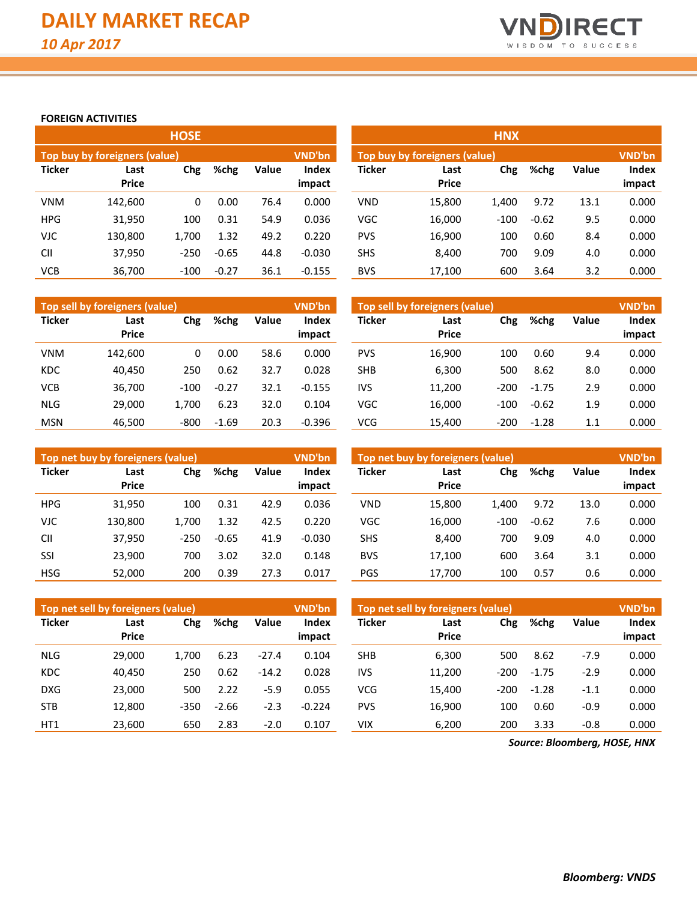# DAILY MARKET RECAP

*10 Apr 2017*

## FOREIGN ACTIVITIES

### HOSE

**Top buy by foreigners (value)** — VND'bn

| Ticker | Last Price | Chg | %chg | Value | Index impact |
|---|---|---|---|---|---|
| VNM | 142,600 | 0 | 0.00 | 76.4 | 0.000 |
| HPG | 31,950 | 100 | 0.31 | 54.9 | 0.036 |
| VJC | 130,800 | 1,700 | 1.32 | 49.2 | 0.220 |
| CII | 37,950 | -250 | -0.65 | 44.8 | -0.030 |
| VCB | 36,700 | -100 | -0.27 | 36.1 | -0.155 |

**Top sell by foreigners (value)** — VND'bn

| Ticker | Last Price | Chg | %chg | Value | Index impact |
|---|---|---|---|---|---|
| VNM | 142,600 | 0 | 0.00 | 58.6 | 0.000 |
| KDC | 40,450 | 250 | 0.62 | 32.7 | 0.028 |
| VCB | 36,700 | -100 | -0.27 | 32.1 | -0.155 |
| NLG | 29,000 | 1,700 | 6.23 | 32.0 | 0.104 |
| MSN | 46,500 | -800 | -1.69 | 20.3 | -0.396 |

**Top net buy by foreigners (value)** — VND'bn

| Ticker | Last Price | Chg | %chg | Value | Index impact |
|---|---|---|---|---|---|
| HPG | 31,950 | 100 | 0.31 | 42.9 | 0.036 |
| VJC | 130,800 | 1,700 | 1.32 | 42.5 | 0.220 |
| CII | 37,950 | -250 | -0.65 | 41.9 | -0.030 |
| SSI | 23,900 | 700 | 3.02 | 32.0 | 0.148 |
| HSG | 52,000 | 200 | 0.39 | 27.3 | 0.017 |

**Top net sell by foreigners (value)** — VND'bn

| Ticker | Last Price | Chg | %chg | Value | Index impact |
|---|---|---|---|---|---|
| NLG | 29,000 | 1,700 | 6.23 | -27.4 | 0.104 |
| KDC | 40,450 | 250 | 0.62 | -14.2 | 0.028 |
| DXG | 23,000 | 500 | 2.22 | -5.9 | 0.055 |
| STB | 12,800 | -350 | -2.66 | -2.3 | -0.224 |
| HT1 | 23,600 | 650 | 2.83 | -2.0 | 0.107 |

### HNX

**Top buy by foreigners (value)** — VND'bn

| Ticker | Last Price | Chg | %chg | Value | Index impact |
|---|---|---|---|---|---|
| VND | 15,800 | 1,400 | 9.72 | 13.1 | 0.000 |
| VGC | 16,000 | -100 | -0.62 | 9.5 | 0.000 |
| PVS | 16,900 | 100 | 0.60 | 8.4 | 0.000 |
| SHS | 8,400 | 700 | 9.09 | 4.0 | 0.000 |
| BVS | 17,100 | 600 | 3.64 | 3.2 | 0.000 |

**Top sell by foreigners (value)** — VND'bn

| Ticker | Last Price | Chg | %chg | Value | Index impact |
|---|---|---|---|---|---|
| PVS | 16,900 | 100 | 0.60 | 9.4 | 0.000 |
| SHB | 6,300 | 500 | 8.62 | 8.0 | 0.000 |
| IVS | 11,200 | -200 | -1.75 | 2.9 | 0.000 |
| VGC | 16,000 | -100 | -0.62 | 1.9 | 0.000 |
| VCG | 15,400 | -200 | -1.28 | 1.1 | 0.000 |

**Top net buy by foreigners (value)** — VND'bn

| Ticker | Last Price | Chg | %chg | Value | Index impact |
|---|---|---|---|---|---|
| VND | 15,800 | 1,400 | 9.72 | 13.0 | 0.000 |
| VGC | 16,000 | -100 | -0.62 | 7.6 | 0.000 |
| SHS | 8,400 | 700 | 9.09 | 4.0 | 0.000 |
| BVS | 17,100 | 600 | 3.64 | 3.1 | 0.000 |
| PGS | 17,700 | 100 | 0.57 | 0.6 | 0.000 |

**Top net sell by foreigners (value)** — VND'bn

| Ticker | Last Price | Chg | %chg | Value | Index impact |
|---|---|---|---|---|---|
| SHB | 6,300 | 500 | 8.62 | -7.9 | 0.000 |
| IVS | 11,200 | -200 | -1.75 | -2.9 | 0.000 |
| VCG | 15,400 | -200 | -1.28 | -1.1 | 0.000 |
| PVS | 16,900 | 100 | 0.60 | -0.9 | 0.000 |
| VIX | 6,200 | 200 | 3.33 | -0.8 | 0.000 |

***Source: Bloomberg, HOSE, HNX***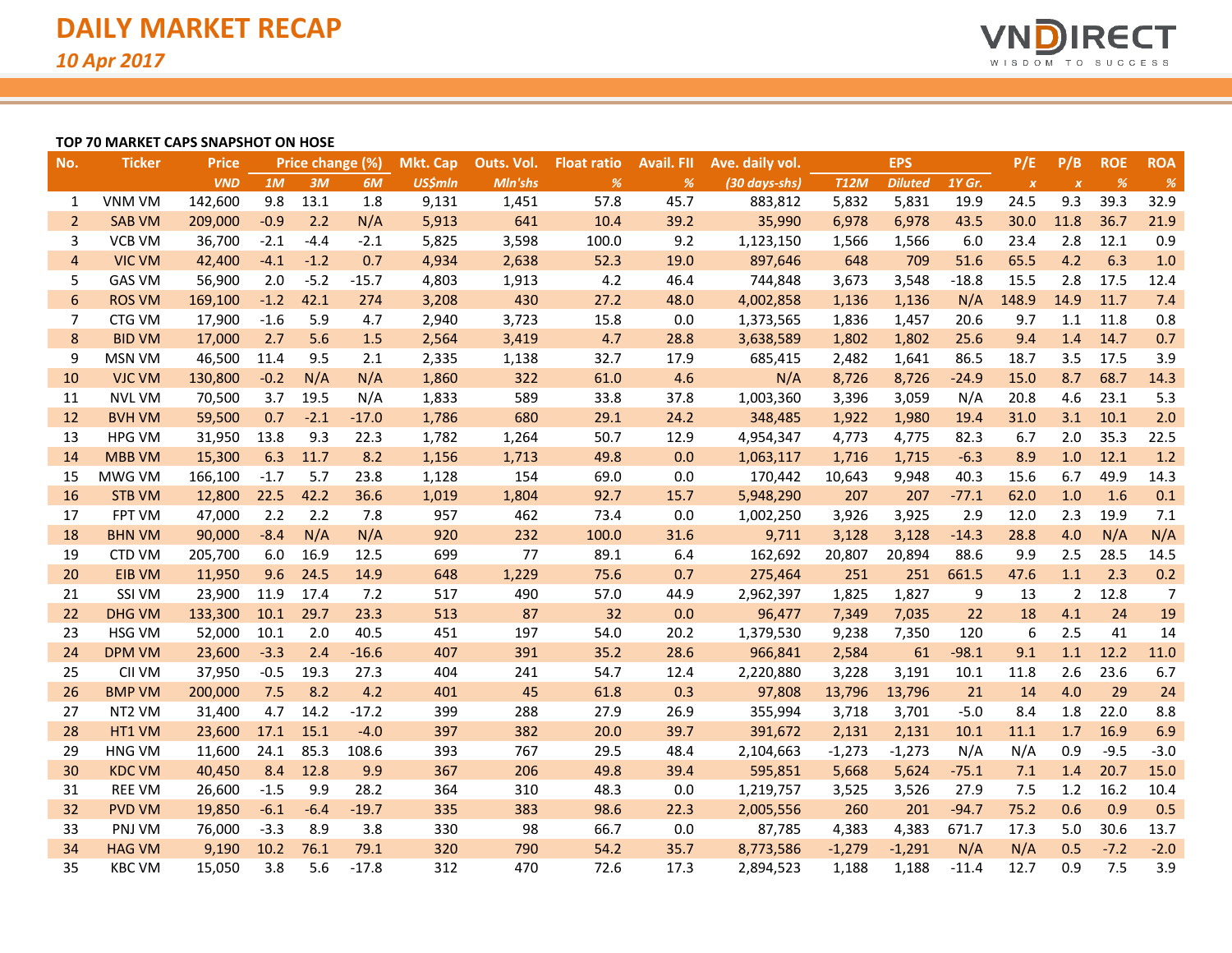# DAILY MARKET RECAP

*10 Apr 2017*

**TOP 70 MARKET CAPS SNAPSHOT ON HOSE**

| No. | Ticker | Price | Price change (%) | | | Mkt. Cap | Outs. Vol. | Float ratio | Avail. FII | Ave. daily vol. | EPS | | | P/E | P/B | ROE | ROA |
|---|---|---|---|---|---|---|---|---|---|---|---|---|---|---|---|---|---|
| | | *VND* | *1M* | *3M* | *6M* | *US$mln* | *Mln'shs* | *%* | *%* | *(30 days-shs)* | *T12M* | *Diluted* | *1Y Gr.* | *x* | *x* | *%* | *%* |
| 1 | VNM VM | 142,600 | 9.8 | 13.1 | 1.8 | 9,131 | 1,451 | 57.8 | 45.7 | 883,812 | 5,832 | 5,831 | 19.9 | 24.5 | 9.3 | 39.3 | 32.9 |
| 2 | SAB VM | 209,000 | -0.9 | 2.2 | N/A | 5,913 | 641 | 10.4 | 39.2 | 35,990 | 6,978 | 6,978 | 43.5 | 30.0 | 11.8 | 36.7 | 21.9 |
| 3 | VCB VM | 36,700 | -2.1 | -4.4 | -2.1 | 5,825 | 3,598 | 100.0 | 9.2 | 1,123,150 | 1,566 | 1,566 | 6.0 | 23.4 | 2.8 | 12.1 | 0.9 |
| 4 | VIC VM | 42,400 | -4.1 | -1.2 | 0.7 | 4,934 | 2,638 | 52.3 | 19.0 | 897,646 | 648 | 709 | 51.6 | 65.5 | 4.2 | 6.3 | 1.0 |
| 5 | GAS VM | 56,900 | 2.0 | -5.2 | -15.7 | 4,803 | 1,913 | 4.2 | 46.4 | 744,848 | 3,673 | 3,548 | -18.8 | 15.5 | 2.8 | 17.5 | 12.4 |
| 6 | ROS VM | 169,100 | -1.2 | 42.1 | 274 | 3,208 | 430 | 27.2 | 48.0 | 4,002,858 | 1,136 | 1,136 | N/A | 148.9 | 14.9 | 11.7 | 7.4 |
| 7 | CTG VM | 17,900 | -1.6 | 5.9 | 4.7 | 2,940 | 3,723 | 15.8 | 0.0 | 1,373,565 | 1,836 | 1,457 | 20.6 | 9.7 | 1.1 | 11.8 | 0.8 |
| 8 | BID VM | 17,000 | 2.7 | 5.6 | 1.5 | 2,564 | 3,419 | 4.7 | 28.8 | 3,638,589 | 1,802 | 1,802 | 25.6 | 9.4 | 1.4 | 14.7 | 0.7 |
| 9 | MSN VM | 46,500 | 11.4 | 9.5 | 2.1 | 2,335 | 1,138 | 32.7 | 17.9 | 685,415 | 2,482 | 1,641 | 86.5 | 18.7 | 3.5 | 17.5 | 3.9 |
| 10 | VJC VM | 130,800 | -0.2 | N/A | N/A | 1,860 | 322 | 61.0 | 4.6 | N/A | 8,726 | 8,726 | -24.9 | 15.0 | 8.7 | 68.7 | 14.3 |
| 11 | NVL VM | 70,500 | 3.7 | 19.5 | N/A | 1,833 | 589 | 33.8 | 37.8 | 1,003,360 | 3,396 | 3,059 | N/A | 20.8 | 4.6 | 23.1 | 5.3 |
| 12 | BVH VM | 59,500 | 0.7 | -2.1 | -17.0 | 1,786 | 680 | 29.1 | 24.2 | 348,485 | 1,922 | 1,980 | 19.4 | 31.0 | 3.1 | 10.1 | 2.0 |
| 13 | HPG VM | 31,950 | 13.8 | 9.3 | 22.3 | 1,782 | 1,264 | 50.7 | 12.9 | 4,954,347 | 4,773 | 4,775 | 82.3 | 6.7 | 2.0 | 35.3 | 22.5 |
| 14 | MBB VM | 15,300 | 6.3 | 11.7 | 8.2 | 1,156 | 1,713 | 49.8 | 0.0 | 1,063,117 | 1,716 | 1,715 | -6.3 | 8.9 | 1.0 | 12.1 | 1.2 |
| 15 | MWG VM | 166,100 | -1.7 | 5.7 | 23.8 | 1,128 | 154 | 69.0 | 0.0 | 170,442 | 10,643 | 9,948 | 40.3 | 15.6 | 6.7 | 49.9 | 14.3 |
| 16 | STB VM | 12,800 | 22.5 | 42.2 | 36.6 | 1,019 | 1,804 | 92.7 | 15.7 | 5,948,290 | 207 | 207 | -77.1 | 62.0 | 1.0 | 1.6 | 0.1 |
| 17 | FPT VM | 47,000 | 2.2 | 2.2 | 7.8 | 957 | 462 | 73.4 | 0.0 | 1,002,250 | 3,926 | 3,925 | 2.9 | 12.0 | 2.3 | 19.9 | 7.1 |
| 18 | BHN VM | 90,000 | -8.4 | N/A | N/A | 920 | 232 | 100.0 | 31.6 | 9,711 | 3,128 | 3,128 | -14.3 | 28.8 | 4.0 | N/A | N/A |
| 19 | CTD VM | 205,700 | 6.0 | 16.9 | 12.5 | 699 | 77 | 89.1 | 6.4 | 162,692 | 20,807 | 20,894 | 88.6 | 9.9 | 2.5 | 28.5 | 14.5 |
| 20 | EIB VM | 11,950 | 9.6 | 24.5 | 14.9 | 648 | 1,229 | 75.6 | 0.7 | 275,464 | 251 | 251 | 661.5 | 47.6 | 1.1 | 2.3 | 0.2 |
| 21 | SSI VM | 23,900 | 11.9 | 17.4 | 7.2 | 517 | 490 | 57.0 | 44.9 | 2,962,397 | 1,825 | 1,827 | 9 | 13 | 2 | 12.8 | 7 |
| 22 | DHG VM | 133,300 | 10.1 | 29.7 | 23.3 | 513 | 87 | 32 | 0.0 | 96,477 | 7,349 | 7,035 | 22 | 18 | 4.1 | 24 | 19 |
| 23 | HSG VM | 52,000 | 10.1 | 2.0 | 40.5 | 451 | 197 | 54.0 | 20.2 | 1,379,530 | 9,238 | 7,350 | 120 | 6 | 2.5 | 41 | 14 |
| 24 | DPM VM | 23,600 | -3.3 | 2.4 | -16.6 | 407 | 391 | 35.2 | 28.6 | 966,841 | 2,584 | 61 | -98.1 | 9.1 | 1.1 | 12.2 | 11.0 |
| 25 | CII VM | 37,950 | -0.5 | 19.3 | 27.3 | 404 | 241 | 54.7 | 12.4 | 2,220,880 | 3,228 | 3,191 | 10.1 | 11.8 | 2.6 | 23.6 | 6.7 |
| 26 | BMP VM | 200,000 | 7.5 | 8.2 | 4.2 | 401 | 45 | 61.8 | 0.3 | 97,808 | 13,796 | 13,796 | 21 | 14 | 4.0 | 29 | 24 |
| 27 | NT2 VM | 31,400 | 4.7 | 14.2 | -17.2 | 399 | 288 | 27.9 | 26.9 | 355,994 | 3,718 | 3,701 | -5.0 | 8.4 | 1.8 | 22.0 | 8.8 |
| 28 | HT1 VM | 23,600 | 17.1 | 15.1 | -4.0 | 397 | 382 | 20.0 | 39.7 | 391,672 | 2,131 | 2,131 | 10.1 | 11.1 | 1.7 | 16.9 | 6.9 |
| 29 | HNG VM | 11,600 | 24.1 | 85.3 | 108.6 | 393 | 767 | 29.5 | 48.4 | 2,104,663 | -1,273 | -1,273 | N/A | N/A | 0.9 | -9.5 | -3.0 |
| 30 | KDC VM | 40,450 | 8.4 | 12.8 | 9.9 | 367 | 206 | 49.8 | 39.4 | 595,851 | 5,668 | 5,624 | -75.1 | 7.1 | 1.4 | 20.7 | 15.0 |
| 31 | REE VM | 26,600 | -1.5 | 9.9 | 28.2 | 364 | 310 | 48.3 | 0.0 | 1,219,757 | 3,525 | 3,526 | 27.9 | 7.5 | 1.2 | 16.2 | 10.4 |
| 32 | PVD VM | 19,850 | -6.1 | -6.4 | -19.7 | 335 | 383 | 98.6 | 22.3 | 2,005,556 | 260 | 201 | -94.7 | 75.2 | 0.6 | 0.9 | 0.5 |
| 33 | PNJ VM | 76,000 | -3.3 | 8.9 | 3.8 | 330 | 98 | 66.7 | 0.0 | 87,785 | 4,383 | 4,383 | 671.7 | 17.3 | 5.0 | 30.6 | 13.7 |
| 34 | HAG VM | 9,190 | 10.2 | 76.1 | 79.1 | 320 | 790 | 54.2 | 35.7 | 8,773,586 | -1,279 | -1,291 | N/A | N/A | 0.5 | -7.2 | -2.0 |
| 35 | KBC VM | 15,050 | 3.8 | 5.6 | -17.8 | 312 | 470 | 72.6 | 17.3 | 2,894,523 | 1,188 | 1,188 | -11.4 | 12.7 | 0.9 | 7.5 | 3.9 |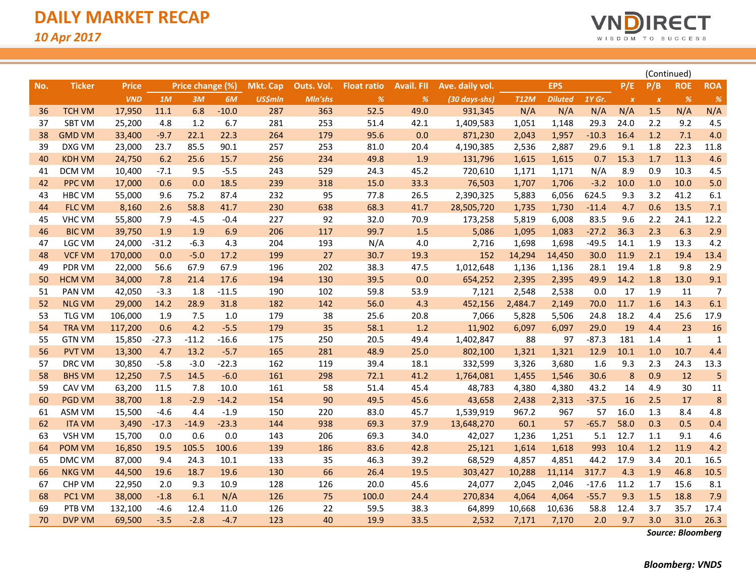# DAILY MARKET RECAP

*10 Apr 2017*

(Continued)

| No. | Ticker | Price | Price change (%) | | | Mkt. Cap | Outs. Vol. | Float ratio | Avail. FII | Ave. daily vol. | EPS | | | P/E | P/B | ROE | ROA |
|---|---|---|---|---|---|---|---|---|---|---|---|---|---|---|---|---|---|
| | | *VND* | *1M* | *3M* | *6M* | *US$mln* | *Mln'shs* | *%* | *%* | *(30 days-shs)* | *T12M* | *Diluted* | *1Y Gr.* | *x* | *x* | *%* | *%* |
| 36 | TCH VM | 17,950 | 11.1 | 6.8 | -10.0 | 287 | 363 | 52.5 | 49.0 | 931,345 | N/A | N/A | N/A | N/A | 1.5 | N/A | N/A |
| 37 | SBT VM | 25,200 | 4.8 | 1.2 | 6.7 | 281 | 253 | 51.4 | 42.1 | 1,409,583 | 1,051 | 1,148 | 29.3 | 24.0 | 2.2 | 9.2 | 4.5 |
| 38 | GMD VM | 33,400 | -9.7 | 22.1 | 22.3 | 264 | 179 | 95.6 | 0.0 | 871,230 | 2,043 | 1,957 | -10.3 | 16.4 | 1.2 | 7.1 | 4.0 |
| 39 | DXG VM | 23,000 | 23.7 | 85.5 | 90.1 | 257 | 253 | 81.0 | 20.4 | 4,190,385 | 2,536 | 2,887 | 29.6 | 9.1 | 1.8 | 22.3 | 11.8 |
| 40 | KDH VM | 24,750 | 6.2 | 25.6 | 15.7 | 256 | 234 | 49.8 | 1.9 | 131,796 | 1,615 | 1,615 | 0.7 | 15.3 | 1.7 | 11.3 | 4.6 |
| 41 | DCM VM | 10,400 | -7.1 | 9.5 | -5.5 | 243 | 529 | 24.3 | 45.2 | 720,610 | 1,171 | 1,171 | N/A | 8.9 | 0.9 | 10.3 | 4.5 |
| 42 | PPC VM | 17,000 | 0.6 | 0.0 | 18.5 | 239 | 318 | 15.0 | 33.3 | 76,503 | 1,707 | 1,706 | -3.2 | 10.0 | 1.0 | 10.0 | 5.0 |
| 43 | HBC VM | 55,000 | 9.6 | 75.2 | 87.4 | 232 | 95 | 77.8 | 26.5 | 2,390,325 | 5,883 | 6,056 | 624.5 | 9.3 | 3.2 | 41.2 | 6.1 |
| 44 | FLC VM | 8,160 | 2.6 | 58.8 | 41.7 | 230 | 638 | 68.3 | 41.7 | 28,505,720 | 1,735 | 1,730 | -11.4 | 4.7 | 0.6 | 13.5 | 7.1 |
| 45 | VHC VM | 55,800 | 7.9 | -4.5 | -0.4 | 227 | 92 | 32.0 | 70.9 | 173,258 | 5,819 | 6,008 | 83.5 | 9.6 | 2.2 | 24.1 | 12.2 |
| 46 | BIC VM | 39,750 | 1.9 | 1.9 | 6.9 | 206 | 117 | 99.7 | 1.5 | 5,086 | 1,095 | 1,083 | -27.2 | 36.3 | 2.3 | 6.3 | 2.9 |
| 47 | LGC VM | 24,000 | -31.2 | -6.3 | 4.3 | 204 | 193 | N/A | 4.0 | 2,716 | 1,698 | 1,698 | -49.5 | 14.1 | 1.9 | 13.3 | 4.2 |
| 48 | VCF VM | 170,000 | 0.0 | -5.0 | 17.2 | 199 | 27 | 30.7 | 19.3 | 152 | 14,294 | 14,450 | 30.0 | 11.9 | 2.1 | 19.4 | 13.4 |
| 49 | PDR VM | 22,000 | 56.6 | 67.9 | 67.9 | 196 | 202 | 38.3 | 47.5 | 1,012,648 | 1,136 | 1,136 | 28.1 | 19.4 | 1.8 | 9.8 | 2.9 |
| 50 | HCM VM | 34,000 | 7.8 | 21.4 | 17.6 | 194 | 130 | 39.5 | 0.0 | 654,252 | 2,395 | 2,395 | 49.9 | 14.2 | 1.8 | 13.0 | 9.1 |
| 51 | PAN VM | 42,050 | -3.3 | 1.8 | -11.5 | 190 | 102 | 59.8 | 53.9 | 7,121 | 2,548 | 2,538 | 0.0 | 17 | 1.9 | 11 | 7 |
| 52 | NLG VM | 29,000 | 14.2 | 28.9 | 31.8 | 182 | 142 | 56.0 | 4.3 | 452,156 | 2,484.7 | 2,149 | 70.0 | 11.7 | 1.6 | 14.3 | 6.1 |
| 53 | TLG VM | 106,000 | 1.9 | 7.5 | 1.0 | 179 | 38 | 25.6 | 20.8 | 7,066 | 5,828 | 5,506 | 24.8 | 18.2 | 4.4 | 25.6 | 17.9 |
| 54 | TRA VM | 117,200 | 0.6 | 4.2 | -5.5 | 179 | 35 | 58.1 | 1.2 | 11,902 | 6,097 | 6,097 | 29.0 | 19 | 4.4 | 23 | 16 |
| 55 | GTN VM | 15,850 | -27.3 | -11.2 | -16.6 | 175 | 250 | 20.5 | 49.4 | 1,402,847 | 88 | 97 | -87.3 | 181 | 1.4 | 1 | 1 |
| 56 | PVT VM | 13,300 | 4.7 | 13.2 | -5.7 | 165 | 281 | 48.9 | 25.0 | 802,100 | 1,321 | 1,321 | 12.9 | 10.1 | 1.0 | 10.7 | 4.4 |
| 57 | DRC VM | 30,850 | -5.8 | -3.0 | -22.3 | 162 | 119 | 39.4 | 18.1 | 332,599 | 3,326 | 3,680 | 1.6 | 9.3 | 2.3 | 24.3 | 13.3 |
| 58 | BHS VM | 12,250 | 7.5 | 14.5 | -6.0 | 161 | 298 | 72.1 | 41.2 | 1,764,081 | 1,455 | 1,546 | 30.6 | 8 | 0.9 | 12 | 5 |
| 59 | CAV VM | 63,200 | 11.5 | 7.8 | 10.0 | 161 | 58 | 51.4 | 45.4 | 48,783 | 4,380 | 4,380 | 43.2 | 14 | 4.9 | 30 | 11 |
| 60 | PGD VM | 38,700 | 1.8 | -2.9 | -14.2 | 154 | 90 | 49.5 | 45.6 | 43,658 | 2,438 | 2,313 | -37.5 | 16 | 2.5 | 17 | 8 |
| 61 | ASM VM | 15,500 | -4.6 | 4.4 | -1.9 | 150 | 220 | 83.0 | 45.7 | 1,539,919 | 967.2 | 967 | 57 | 16.0 | 1.3 | 8.4 | 4.8 |
| 62 | ITA VM | 3,490 | -17.3 | -14.9 | -23.3 | 144 | 938 | 69.3 | 37.9 | 13,648,270 | 60.1 | 57 | -65.7 | 58.0 | 0.3 | 0.5 | 0.4 |
| 63 | VSH VM | 15,700 | 0.0 | 0.6 | 0.0 | 143 | 206 | 69.3 | 34.0 | 42,027 | 1,236 | 1,251 | 5.1 | 12.7 | 1.1 | 9.1 | 4.6 |
| 64 | POM VM | 16,850 | 19.5 | 105.5 | 100.6 | 139 | 186 | 83.6 | 42.8 | 25,121 | 1,614 | 1,618 | 993 | 10.4 | 1.2 | 11.9 | 4.2 |
| 65 | DMC VM | 87,000 | 9.4 | 24.3 | 10.1 | 133 | 35 | 46.3 | 39.2 | 68,529 | 4,857 | 4,851 | 44.2 | 17.9 | 3.4 | 20.1 | 16.5 |
| 66 | NKG VM | 44,500 | 19.6 | 18.7 | 19.6 | 130 | 66 | 26.4 | 19.5 | 303,427 | 10,288 | 11,114 | 317.7 | 4.3 | 1.9 | 46.8 | 10.5 |
| 67 | CHP VM | 22,950 | 2.0 | 9.3 | 10.9 | 128 | 126 | 20.0 | 45.6 | 24,077 | 2,045 | 2,046 | -17.6 | 11.2 | 1.7 | 15.6 | 8.1 |
| 68 | PC1 VM | 38,000 | -1.8 | 6.1 | N/A | 126 | 75 | 100.0 | 24.4 | 270,834 | 4,064 | 4,064 | -55.7 | 9.3 | 1.5 | 18.8 | 7.9 |
| 69 | PTB VM | 132,100 | -4.6 | 12.4 | 11.0 | 126 | 22 | 59.5 | 38.3 | 64,899 | 10,668 | 10,636 | 58.8 | 12.4 | 3.7 | 35.7 | 17.4 |
| 70 | DVP VM | 69,500 | -3.5 | -2.8 | -4.7 | 123 | 40 | 19.9 | 33.5 | 2,532 | 7,171 | 7,170 | 2.0 | 9.7 | 3.0 | 31.0 | 26.3 |

***Source: Bloomberg***

***Bloomberg: VNDS***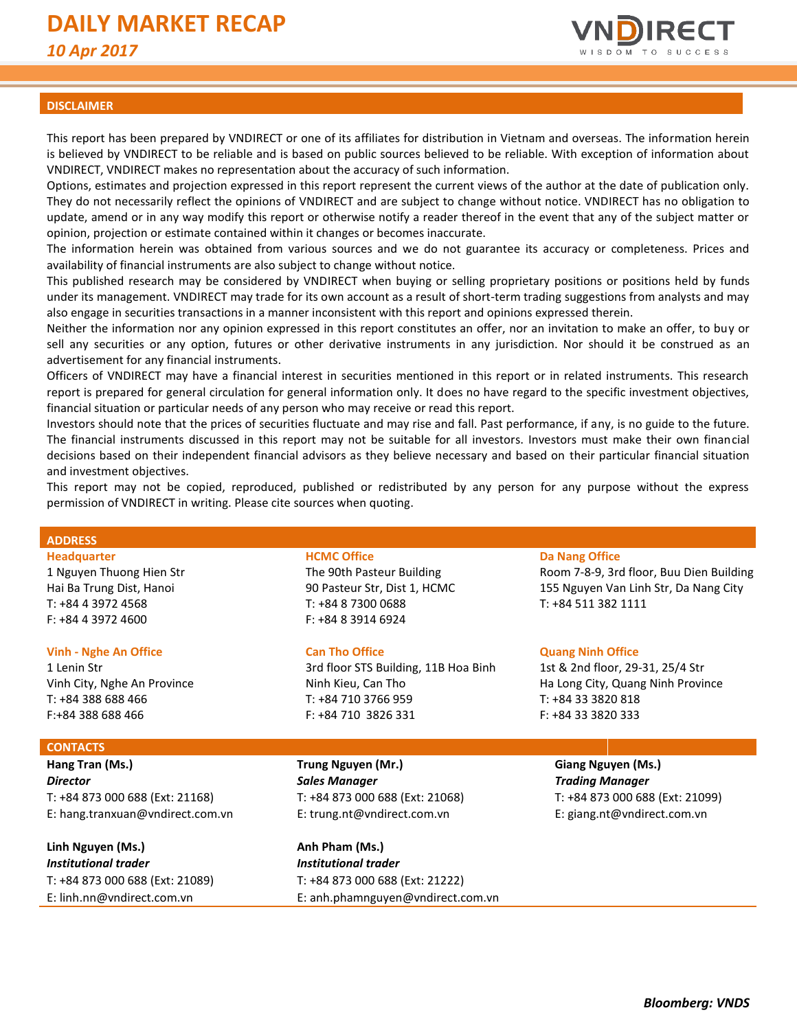# DAILY MARKET RECAP

*10 Apr 2017*

## DISCLAIMER

This report has been prepared by VNDIRECT or one of its affiliates for distribution in Vietnam and overseas. The information herein is believed by VNDIRECT to be reliable and is based on public sources believed to be reliable. With exception of information about VNDIRECT, VNDIRECT makes no representation about the accuracy of such information.

Options, estimates and projection expressed in this report represent the current views of the author at the date of publication only. They do not necessarily reflect the opinions of VNDIRECT and are subject to change without notice. VNDIRECT has no obligation to update, amend or in any way modify this report or otherwise notify a reader thereof in the event that any of the subject matter or opinion, projection or estimate contained within it changes or becomes inaccurate.

The information herein was obtained from various sources and we do not guarantee its accuracy or completeness. Prices and availability of financial instruments are also subject to change without notice.

This published research may be considered by VNDIRECT when buying or selling proprietary positions or positions held by funds under its management. VNDIRECT may trade for its own account as a result of short-term trading suggestions from analysts and may also engage in securities transactions in a manner inconsistent with this report and opinions expressed therein.

Neither the information nor any opinion expressed in this report constitutes an offer, nor an invitation to make an offer, to buy or sell any securities or any option, futures or other derivative instruments in any jurisdiction. Nor should it be construed as an advertisement for any financial instruments.

Officers of VNDIRECT may have a financial interest in securities mentioned in this report or in related instruments. This research report is prepared for general circulation for general information only. It does no have regard to the specific investment objectives, financial situation or particular needs of any person who may receive or read this report.

Investors should note that the prices of securities fluctuate and may rise and fall. Past performance, if any, is no guide to the future. The financial instruments discussed in this report may not be suitable for all investors. Investors must make their own financial decisions based on their independent financial advisors as they believe necessary and based on their particular financial situation and investment objectives.

This report may not be copied, reproduced, published or redistributed by any person for any purpose without the express permission of VNDIRECT in writing. Please cite sources when quoting.

## ADDRESS

**Headquarter**
1 Nguyen Thuong Hien Str
Hai Ba Trung Dist, Hanoi
T: +84 4 3972 4568
F: +84 4 3972 4600

**HCMC Office**
The 90th Pasteur Building
90 Pasteur Str, Dist 1, HCMC
T: +84 8 7300 0688
F: +84 8 3914 6924

**Da Nang Office**
Room 7-8-9, 3rd floor, Buu Dien Building
155 Nguyen Van Linh Str, Da Nang City
T: +84 511 382 1111

**Vinh - Nghe An Office**
1 Lenin Str
Vinh City, Nghe An Province
T: +84 388 688 466
F:+84 388 688 466

**Can Tho Office**
3rd floor STS Building, 11B Hoa Binh
Ninh Kieu, Can Tho
T: +84 710 3766 959
F: +84 710 3826 331

**Quang Ninh Office**
1st & 2nd floor, 29-31, 25/4 Str
Ha Long City, Quang Ninh Province
T: +84 33 3820 818
F: +84 33 3820 333

## CONTACTS

**Hang Tran (Ms.)**
***Director***
T: +84 873 000 688 (Ext: 21168)
E: hang.tranxuan@vndirect.com.vn

**Trung Nguyen (Mr.)**
***Sales Manager***
T: +84 873 000 688 (Ext: 21068)
E: trung.nt@vndirect.com.vn

**Giang Nguyen (Ms.)**
***Trading Manager***
T: +84 873 000 688 (Ext: 21099)
E: giang.nt@vndirect.com.vn

**Linh Nguyen (Ms.)**
***Institutional trader***
T: +84 873 000 688 (Ext: 21089)
E: linh.nn@vndirect.com.vn

**Anh Pham (Ms.)**
***Institutional trader***
T: +84 873 000 688 (Ext: 21222)
E: anh.phamnguyen@vndirect.com.vn

***Bloomberg: VNDS***